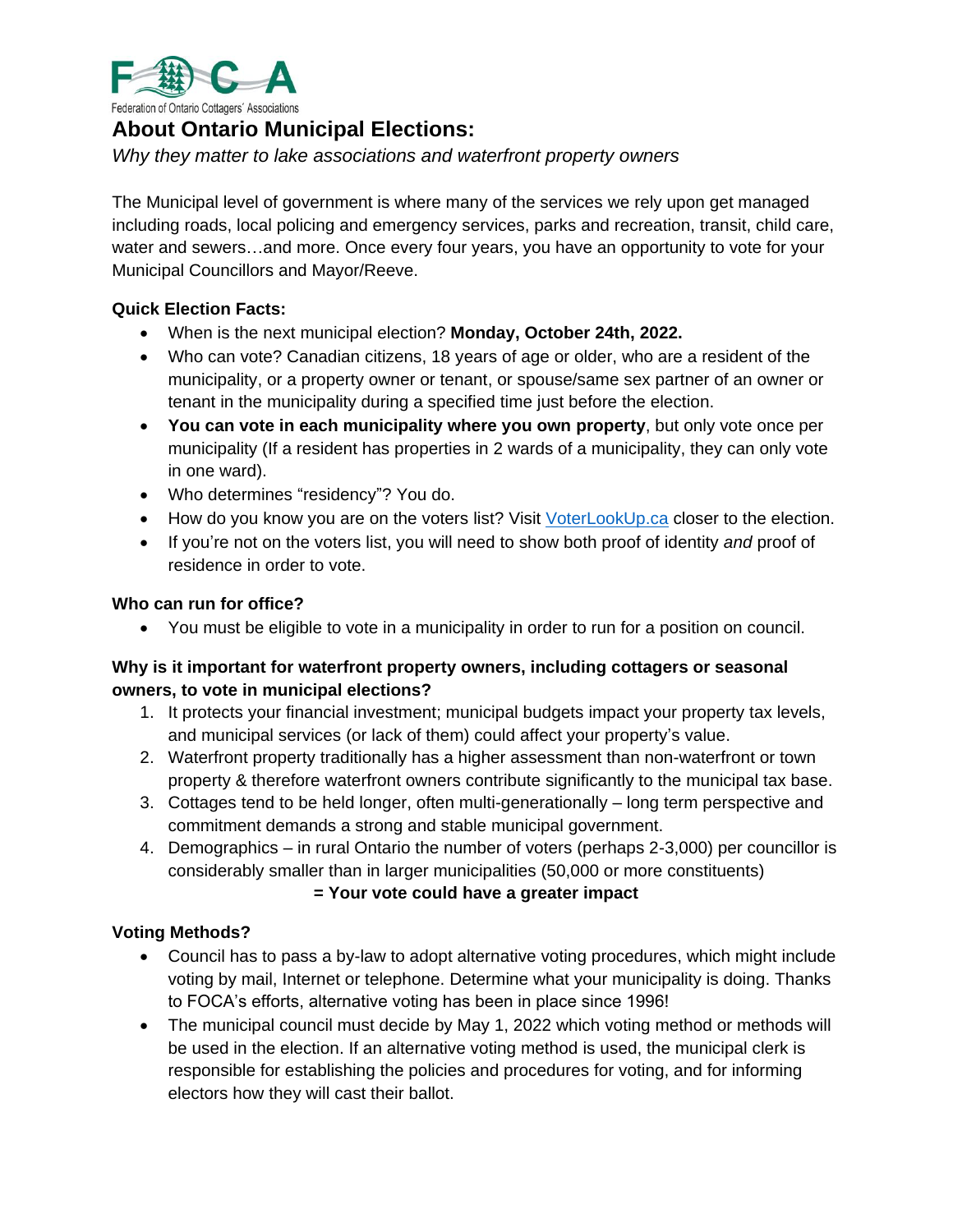Federation of Ontario Cottagers' Associations

# About Ontario Municipal Elections:

*Why they matter to lake associations and waterfront property owners*

The Municipal level of government is where many of the services we rely upon get managed including roads, local policing and emergency services, parks and recreation, transit, child care, water and sewers…and more. Once every four years, you have an opportunity to vote for your Municipal Councillors and Mayor/Reeve.

**Quick Election Facts:**

- When is the next municipal election? **Monday, October 24th, 2022.**
- Who can vote? Canadian citizens, 18 years of age or older, who are a resident of the municipality, or a property owner or tenant, or spouse/same sex partner of an owner or tenant in the municipality during a specified time just before the election.
- **You can vote in each municipality where you own property**, but only vote once per municipality (If a resident has properties in 2 wards of a municipality, they can only vote in one ward).
- Who determines "residency"? You do.
- How do you know you are on the voters list? Visit [VoterLookUp.ca](VoterLookUp.ca) closer to the election.
- If you're not on the voters list, you will need to show both proof of identity *and* proof of residence in order to vote.

**Who can run for office?**

- You must be eligible to vote in a municipality in order to run for a position on council.

**Why is it important for waterfront property owners, including cottagers or seasonal owners, to vote in municipal elections?**

1. It protects your financial investment; municipal budgets impact your property tax levels, and municipal services (or lack of them) could affect your property's value.
2. Waterfront property traditionally has a higher assessment than non-waterfront or town property & therefore waterfront owners contribute significantly to the municipal tax base.
3. Cottages tend to be held longer, often multi-generationally – long term perspective and commitment demands a strong and stable municipal government.
4. Demographics – in rural Ontario the number of voters (perhaps 2-3,000) per councillor is considerably smaller than in larger municipalities (50,000 or more constituents)

**= Your vote could have a greater impact**

**Voting Methods?**

- Council has to pass a by-law to adopt alternative voting procedures, which might include voting by mail, Internet or telephone. Determine what your municipality is doing. Thanks to FOCA's efforts, alternative voting has been in place since 1996!
- The municipal council must decide by May 1, 2022 which voting method or methods will be used in the election. If an alternative voting method is used, the municipal clerk is responsible for establishing the policies and procedures for voting, and for informing electors how they will cast their ballot.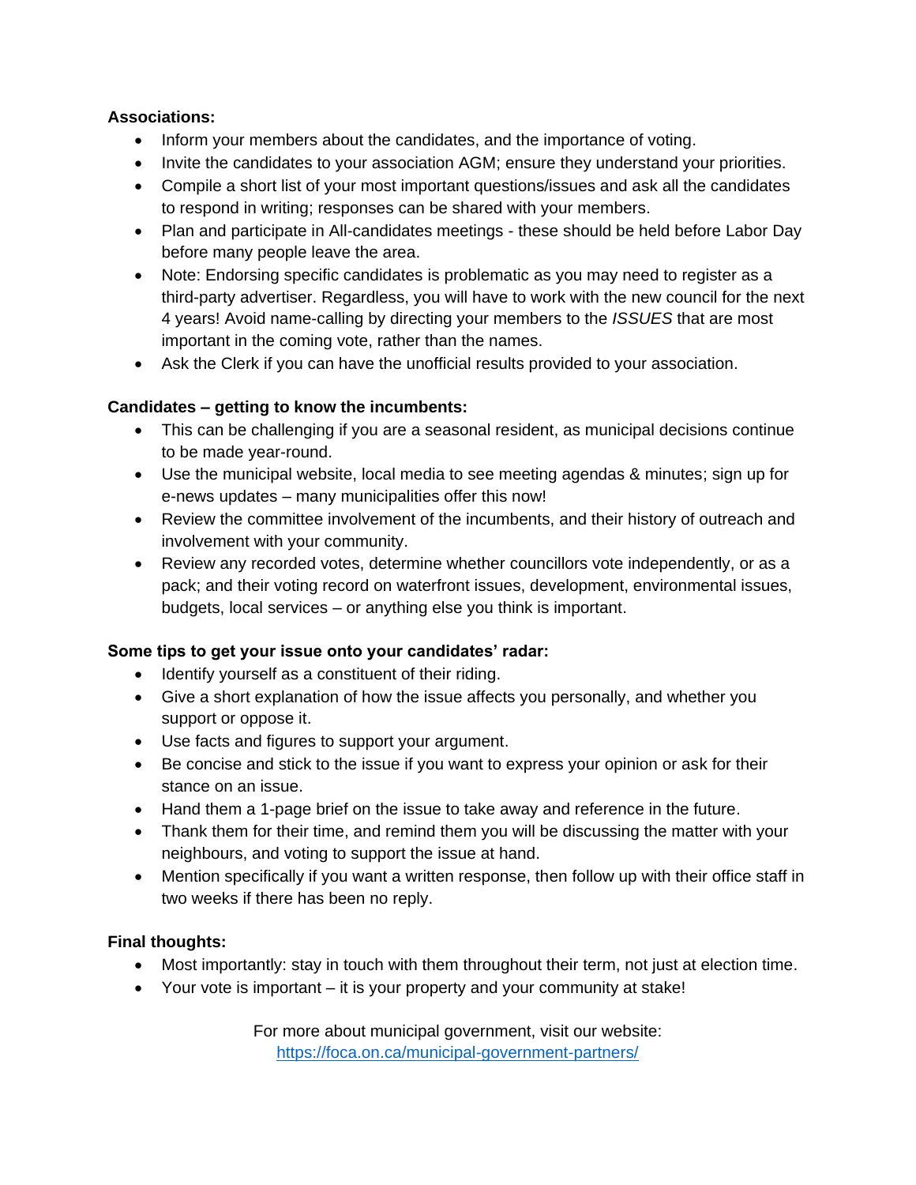**Associations:**

- Inform your members about the candidates, and the importance of voting.
- Invite the candidates to your association AGM; ensure they understand your priorities.
- Compile a short list of your most important questions/issues and ask all the candidates to respond in writing; responses can be shared with your members.
- Plan and participate in All-candidates meetings - these should be held before Labor Day before many people leave the area.
- Note: Endorsing specific candidates is problematic as you may need to register as a third-party advertiser. Regardless, you will have to work with the new council for the next 4 years! Avoid name-calling by directing your members to the *ISSUES* that are most important in the coming vote, rather than the names.
- Ask the Clerk if you can have the unofficial results provided to your association.

**Candidates – getting to know the incumbents:**

- This can be challenging if you are a seasonal resident, as municipal decisions continue to be made year-round.
- Use the municipal website, local media to see meeting agendas & minutes; sign up for e-news updates – many municipalities offer this now!
- Review the committee involvement of the incumbents, and their history of outreach and involvement with your community.
- Review any recorded votes, determine whether councillors vote independently, or as a pack; and their voting record on waterfront issues, development, environmental issues, budgets, local services – or anything else you think is important.

**Some tips to get your issue onto your candidates' radar:**

- Identify yourself as a constituent of their riding.
- Give a short explanation of how the issue affects you personally, and whether you support or oppose it.
- Use facts and figures to support your argument.
- Be concise and stick to the issue if you want to express your opinion or ask for their stance on an issue.
- Hand them a 1-page brief on the issue to take away and reference in the future.
- Thank them for their time, and remind them you will be discussing the matter with your neighbours, and voting to support the issue at hand.
- Mention specifically if you want a written response, then follow up with their office staff in two weeks if there has been no reply.

**Final thoughts:**

- Most importantly: stay in touch with them throughout their term, not just at election time.
- Your vote is important – it is your property and your community at stake!

For more about municipal government, visit our website:
https://foca.on.ca/municipal-government-partners/